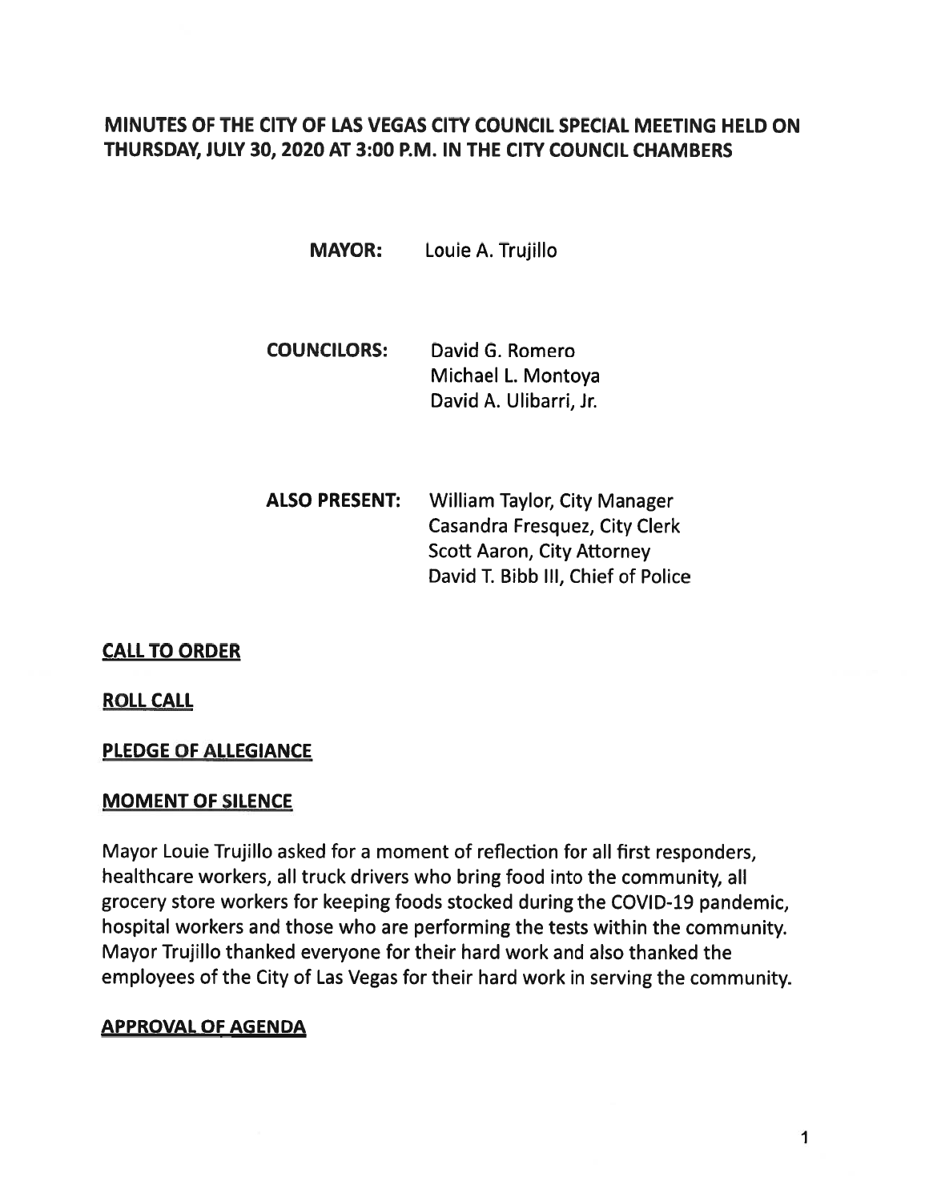# MINUTES OF THE CITY OF LAS VEGAS CITY COUNCIL SPECIAL MEETING HELD ON THURSDAY, JULY 30, 2020 AT 3:00 P.M. IN THE CITY COUNCIL CHAMBERS

**MAYOR:** Louie A. Trujillo

**COUNCILORS:** David G. Romero
Michael L. Montoya
David A. Ulibarri, Jr.

**ALSO PRESENT:** William Taylor, City Manager
Casandra Fresquez, City Clerk
Scott Aaron, City Attorney
David T. Bibb III, Chief of Police

## CALL TO ORDER

## ROLL CALL

## PLEDGE OF ALLEGIANCE

## MOMENT OF SILENCE

Mayor Louie Trujillo asked for a moment of reflection for all first responders, healthcare workers, all truck drivers who bring food into the community, all grocery store workers for keeping foods stocked during the COVID-19 pandemic, hospital workers and those who are performing the tests within the community. Mayor Trujillo thanked everyone for their hard work and also thanked the employees of the City of Las Vegas for their hard work in serving the community.

## APPROVAL OF AGENDA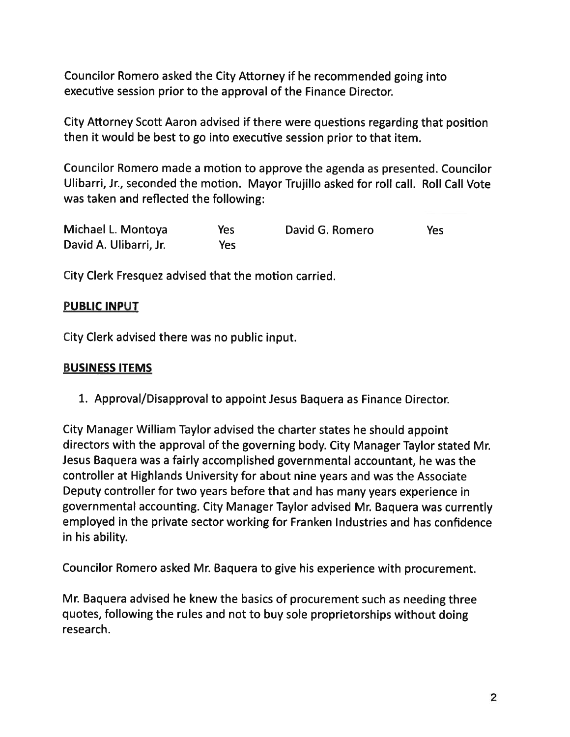Councilor Romero asked the City Attorney if he recommended going into executive session prior to the approval of the Finance Director.

City Attorney Scott Aaron advised if there were questions regarding that position then it would be best to go into executive session prior to that item.

Councilor Romero made a motion to approve the agenda as presented. Councilor Ulibarri, Jr., seconded the motion. Mayor Trujillo asked for roll call. Roll Call Vote was taken and reflected the following:

| | | | |
|---|---|---|---|
| Michael L. Montoya | Yes | David G. Romero | Yes |
| David A. Ulibarri, Jr. | Yes | | |

City Clerk Fresquez advised that the motion carried.

**PUBLIC INPUT**

City Clerk advised there was no public input.

**BUSINESS ITEMS**

1. Approval/Disapproval to appoint Jesus Baquera as Finance Director.

City Manager William Taylor advised the charter states he should appoint directors with the approval of the governing body. City Manager Taylor stated Mr. Jesus Baquera was a fairly accomplished governmental accountant, he was the controller at Highlands University for about nine years and was the Associate Deputy controller for two years before that and has many years experience in governmental accounting. City Manager Taylor advised Mr. Baquera was currently employed in the private sector working for Franken Industries and has confidence in his ability.

Councilor Romero asked Mr. Baquera to give his experience with procurement.

Mr. Baquera advised he knew the basics of procurement such as needing three quotes, following the rules and not to buy sole proprietorships without doing research.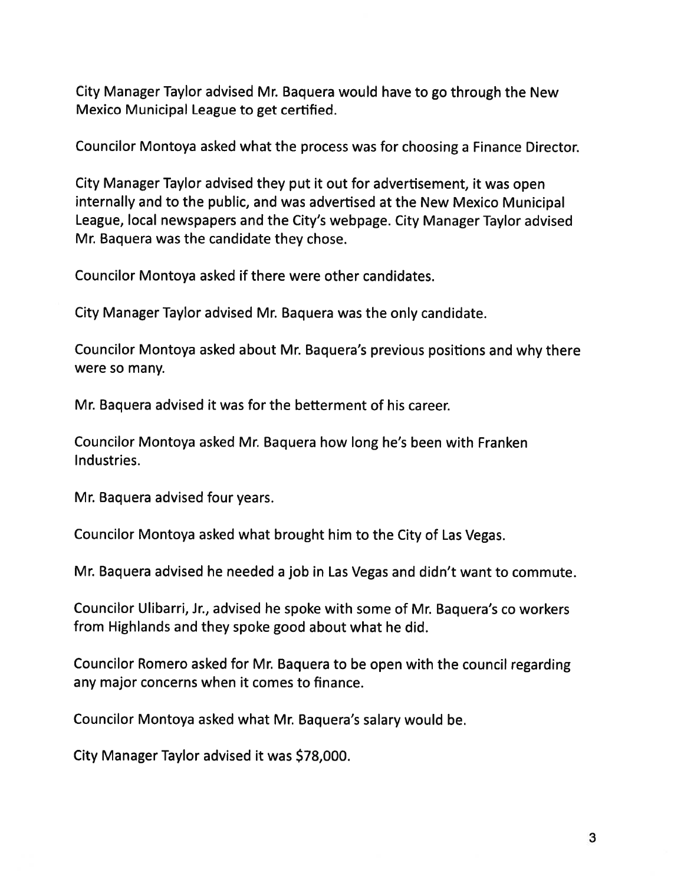City Manager Taylor advised Mr. Baquera would have to go through the New Mexico Municipal League to get certified.

Councilor Montoya asked what the process was for choosing a Finance Director.

City Manager Taylor advised they put it out for advertisement, it was open internally and to the public, and was advertised at the New Mexico Municipal League, local newspapers and the City's webpage. City Manager Taylor advised Mr. Baquera was the candidate they chose.

Councilor Montoya asked if there were other candidates.

City Manager Taylor advised Mr. Baquera was the only candidate.

Councilor Montoya asked about Mr. Baquera's previous positions and why there were so many.

Mr. Baquera advised it was for the betterment of his career.

Councilor Montoya asked Mr. Baquera how long he's been with Franken Industries.

Mr. Baquera advised four years.

Councilor Montoya asked what brought him to the City of Las Vegas.

Mr. Baquera advised he needed a job in Las Vegas and didn't want to commute.

Councilor Ulibarri, Jr., advised he spoke with some of Mr. Baquera's co workers from Highlands and they spoke good about what he did.

Councilor Romero asked for Mr. Baquera to be open with the council regarding any major concerns when it comes to finance.

Councilor Montoya asked what Mr. Baquera's salary would be.

City Manager Taylor advised it was $78,000.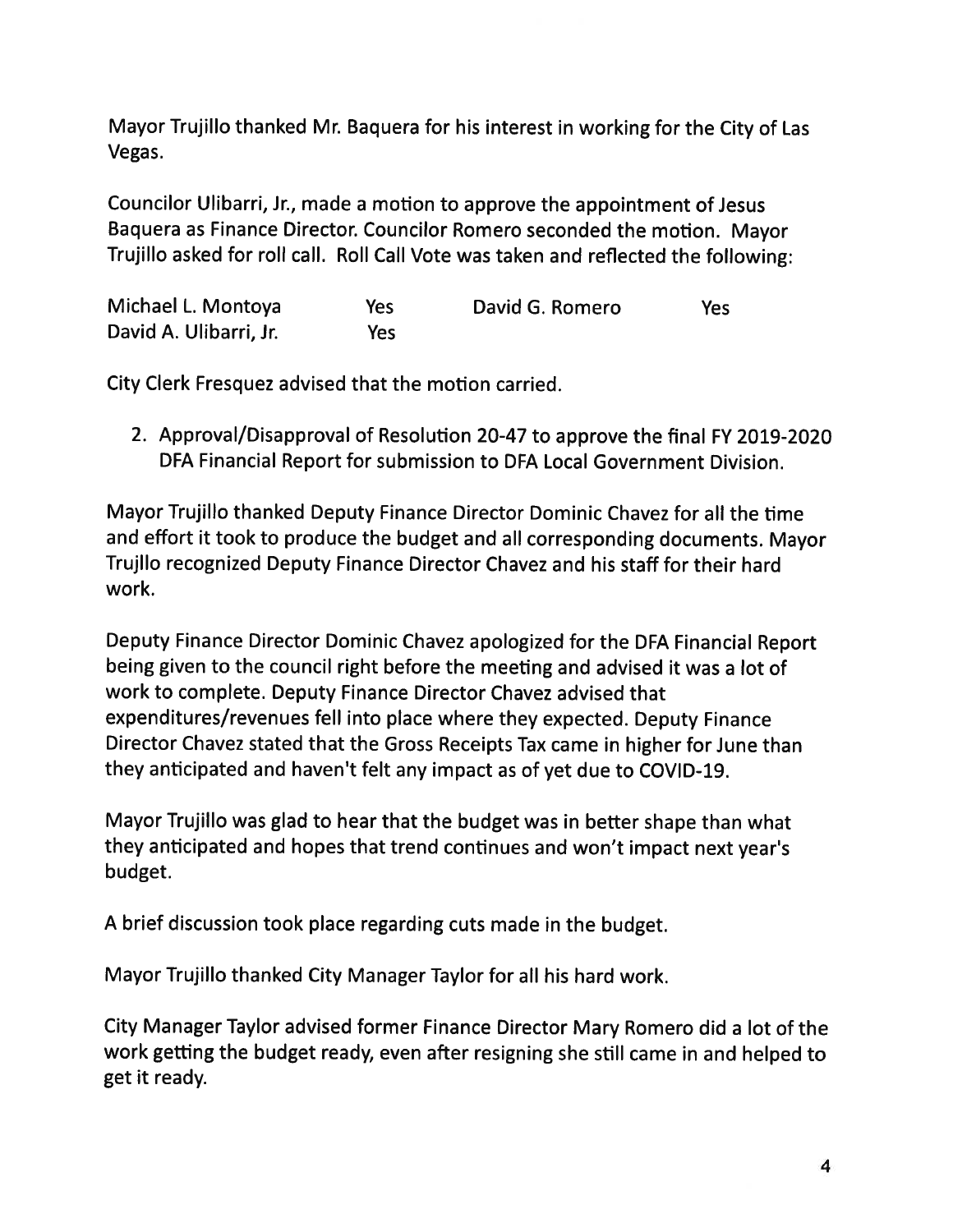Mayor Trujillo thanked Mr. Baquera for his interest in working for the City of Las Vegas.

Councilor Ulibarri, Jr., made a motion to approve the appointment of Jesus Baquera as Finance Director. Councilor Romero seconded the motion. Mayor Trujillo asked for roll call. Roll Call Vote was taken and reflected the following:

| | | | |
|---|---|---|---|
| Michael L. Montoya | Yes | David G. Romero | Yes |
| David A. Ulibarri, Jr. | Yes | | |

City Clerk Fresquez advised that the motion carried.

2. Approval/Disapproval of Resolution 20-47 to approve the final FY 2019-2020 DFA Financial Report for submission to DFA Local Government Division.

Mayor Trujillo thanked Deputy Finance Director Dominic Chavez for all the time and effort it took to produce the budget and all corresponding documents. Mayor Trujllo recognized Deputy Finance Director Chavez and his staff for their hard work.

Deputy Finance Director Dominic Chavez apologized for the DFA Financial Report being given to the council right before the meeting and advised it was a lot of work to complete. Deputy Finance Director Chavez advised that expenditures/revenues fell into place where they expected. Deputy Finance Director Chavez stated that the Gross Receipts Tax came in higher for June than they anticipated and haven't felt any impact as of yet due to COVID-19.

Mayor Trujillo was glad to hear that the budget was in better shape than what they anticipated and hopes that trend continues and won't impact next year's budget.

A brief discussion took place regarding cuts made in the budget.

Mayor Trujillo thanked City Manager Taylor for all his hard work.

City Manager Taylor advised former Finance Director Mary Romero did a lot of the work getting the budget ready, even after resigning she still came in and helped to get it ready.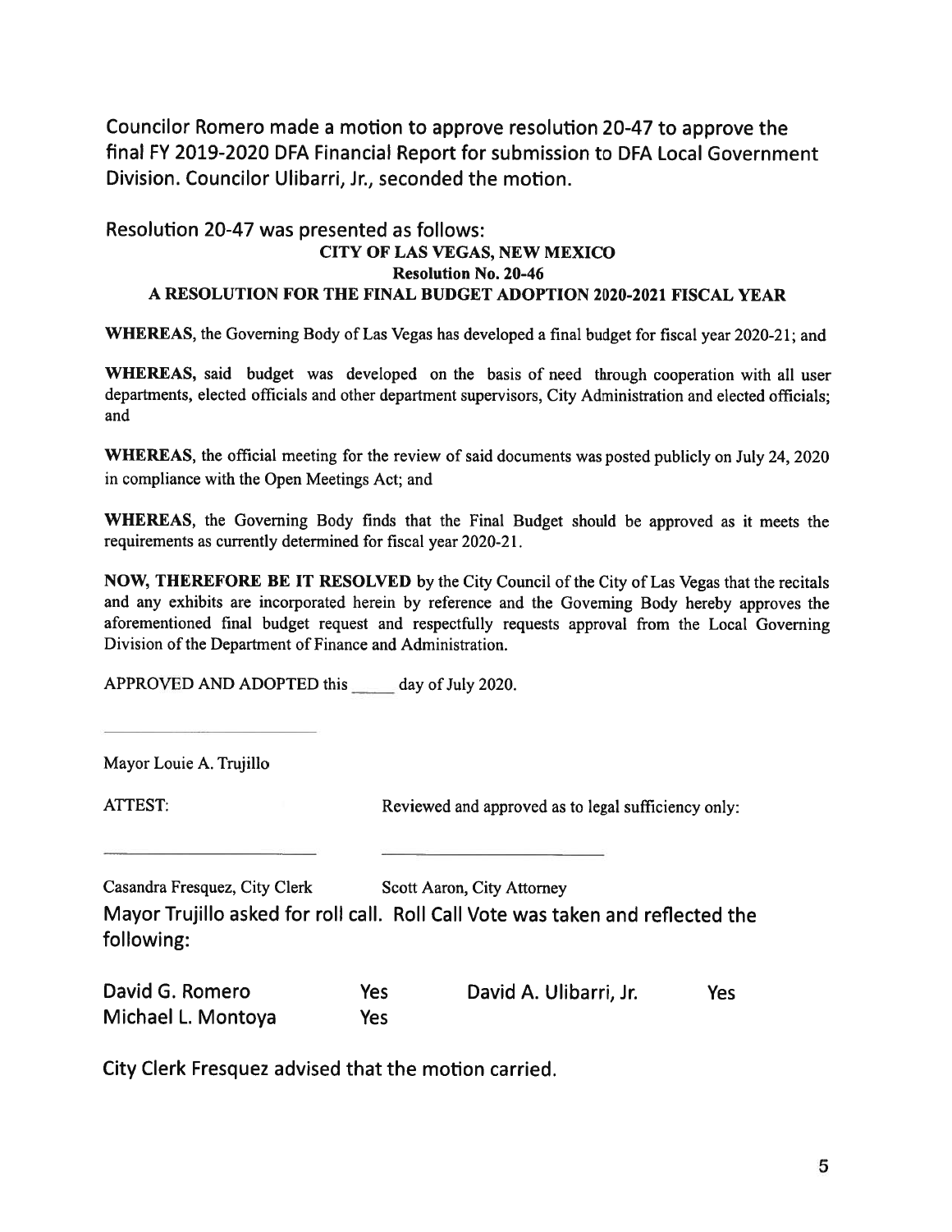Councilor Romero made a motion to approve resolution 20-47 to approve the final FY 2019-2020 DFA Financial Report for submission to DFA Local Government Division. Councilor Ulibarri, Jr., seconded the motion.

Resolution 20-47 was presented as follows:

**CITY OF LAS VEGAS, NEW MEXICO**
**Resolution No. 20-46**
**A RESOLUTION FOR THE FINAL BUDGET ADOPTION 2020-2021 FISCAL YEAR**

**WHEREAS**, the Governing Body of Las Vegas has developed a final budget for fiscal year 2020-21; and

**WHEREAS,** said budget was developed on the basis of need through cooperation with all user departments, elected officials and other department supervisors, City Administration and elected officials; and

**WHEREAS**, the official meeting for the review of said documents was posted publicly on July 24, 2020 in compliance with the Open Meetings Act; and

**WHEREAS**, the Governing Body finds that the Final Budget should be approved as it meets the requirements as currently determined for fiscal year 2020-21.

**NOW, THEREFORE BE IT RESOLVED** by the City Council of the City of Las Vegas that the recitals and any exhibits are incorporated herein by reference and the Governing Body hereby approves the aforementioned final budget request and respectfully requests approval from the Local Governing Division of the Department of Finance and Administration.

APPROVED AND ADOPTED this _____ day of July 2020.

_________________________
Mayor Louie A. Trujillo

ATTEST: Reviewed and approved as to legal sufficiency only:

_________________________ _________________________
Casandra Fresquez, City Clerk Scott Aaron, City Attorney

Mayor Trujillo asked for roll call. Roll Call Vote was taken and reflected the following:

| | | | |
|---|---|---|---|
| David G. Romero | Yes | David A. Ulibarri, Jr. | Yes |
| Michael L. Montoya | Yes | | |

City Clerk Fresquez advised that the motion carried.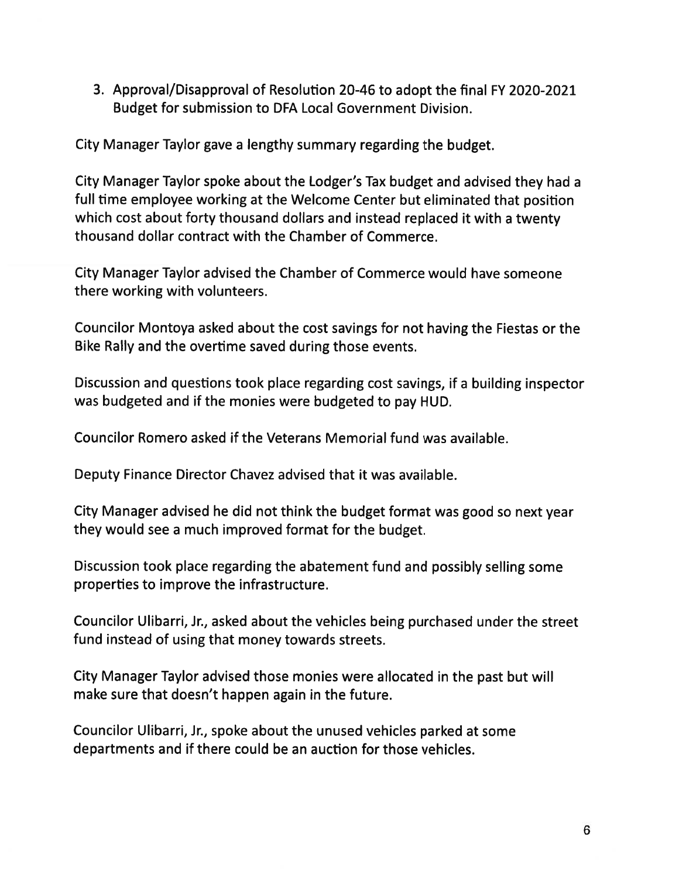3. Approval/Disapproval of Resolution 20-46 to adopt the final FY 2020-2021 Budget for submission to DFA Local Government Division.

City Manager Taylor gave a lengthy summary regarding the budget.

City Manager Taylor spoke about the Lodger's Tax budget and advised they had a full time employee working at the Welcome Center but eliminated that position which cost about forty thousand dollars and instead replaced it with a twenty thousand dollar contract with the Chamber of Commerce.

City Manager Taylor advised the Chamber of Commerce would have someone there working with volunteers.

Councilor Montoya asked about the cost savings for not having the Fiestas or the Bike Rally and the overtime saved during those events.

Discussion and questions took place regarding cost savings, if a building inspector was budgeted and if the monies were budgeted to pay HUD.

Councilor Romero asked if the Veterans Memorial fund was available.

Deputy Finance Director Chavez advised that it was available.

City Manager advised he did not think the budget format was good so next year they would see a much improved format for the budget.

Discussion took place regarding the abatement fund and possibly selling some properties to improve the infrastructure.

Councilor Ulibarri, Jr., asked about the vehicles being purchased under the street fund instead of using that money towards streets.

City Manager Taylor advised those monies were allocated in the past but will make sure that doesn't happen again in the future.

Councilor Ulibarri, Jr., spoke about the unused vehicles parked at some departments and if there could be an auction for those vehicles.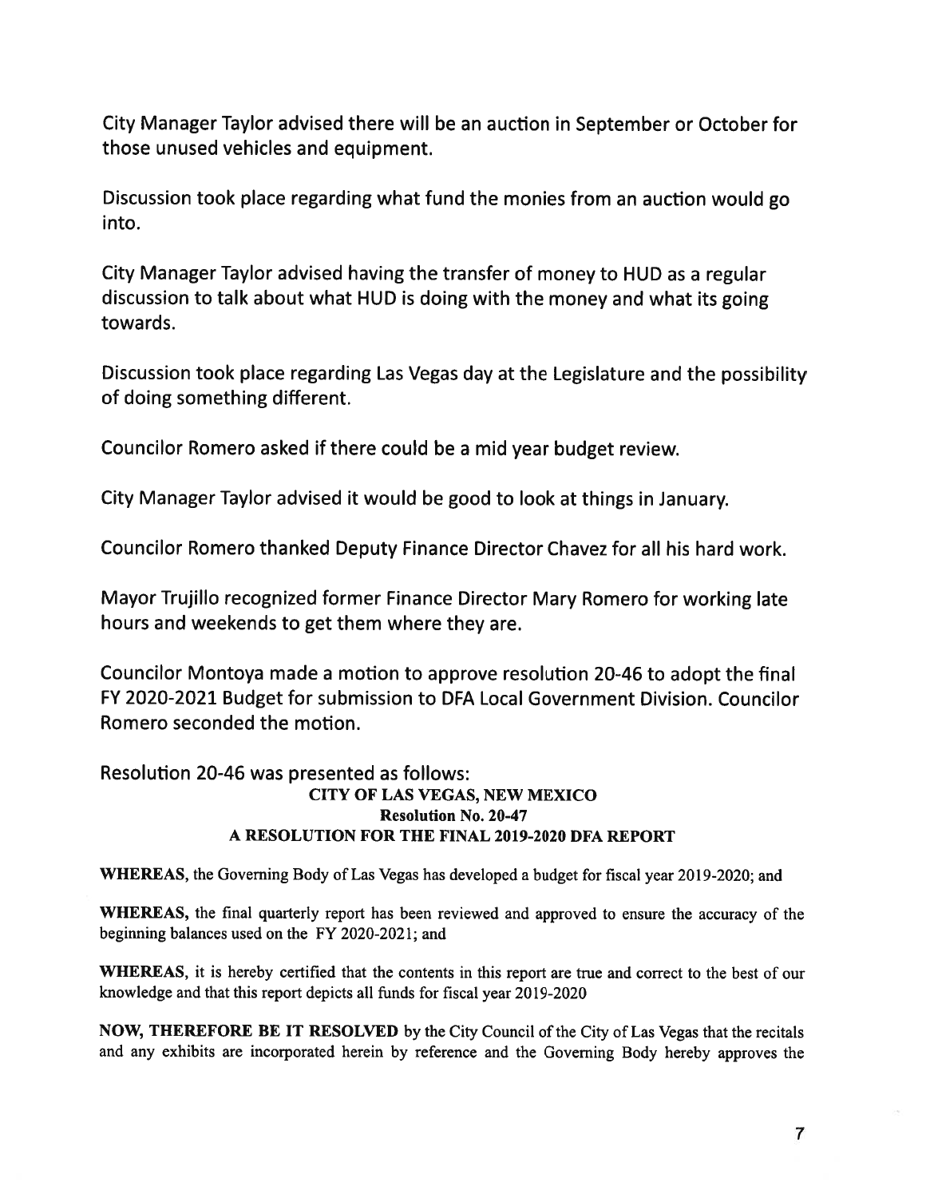City Manager Taylor advised there will be an auction in September or October for those unused vehicles and equipment.

Discussion took place regarding what fund the monies from an auction would go into.

City Manager Taylor advised having the transfer of money to HUD as a regular discussion to talk about what HUD is doing with the money and what its going towards.

Discussion took place regarding Las Vegas day at the Legislature and the possibility of doing something different.

Councilor Romero asked if there could be a mid year budget review.

City Manager Taylor advised it would be good to look at things in January.

Councilor Romero thanked Deputy Finance Director Chavez for all his hard work.

Mayor Trujillo recognized former Finance Director Mary Romero for working late hours and weekends to get them where they are.

Councilor Montoya made a motion to approve resolution 20-46 to adopt the final FY 2020-2021 Budget for submission to DFA Local Government Division. Councilor Romero seconded the motion.

Resolution 20-46 was presented as follows:

**CITY OF LAS VEGAS, NEW MEXICO**
**Resolution No. 20-47**
**A RESOLUTION FOR THE FINAL 2019-2020 DFA REPORT**

**WHEREAS,** the Governing Body of Las Vegas has developed a budget for fiscal year 2019-2020; and

**WHEREAS,** the final quarterly report has been reviewed and approved to ensure the accuracy of the beginning balances used on the FY 2020-2021; and

**WHEREAS,** it is hereby certified that the contents in this report are true and correct to the best of our knowledge and that this report depicts all funds for fiscal year 2019-2020

**NOW, THEREFORE BE IT RESOLVED** by the City Council of the City of Las Vegas that the recitals and any exhibits are incorporated herein by reference and the Governing Body hereby approves the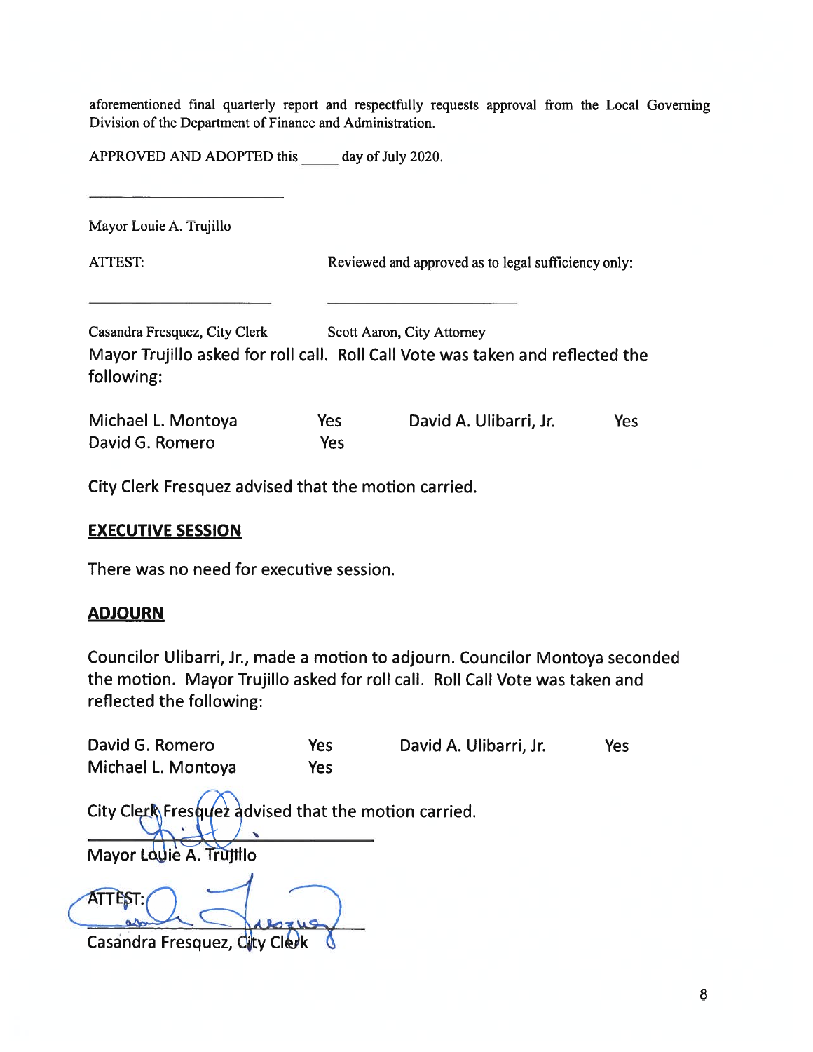aforementioned final quarterly report and respectfully requests approval from the Local Governing Division of the Department of Finance and Administration.

APPROVED AND ADOPTED this _____ day of July 2020.

_________________________

Mayor Louie A. Trujillo

ATTEST: Reviewed and approved as to legal sufficiency only:

_________________________ _________________________

Casandra Fresquez, City Clerk Scott Aaron, City Attorney

Mayor Trujillo asked for roll call. Roll Call Vote was taken and reflected the following:

| | | | |
|---|---|---|---|
| Michael L. Montoya | Yes | David A. Ulibarri, Jr. | Yes |
| David G. Romero | Yes | | |

City Clerk Fresquez advised that the motion carried.

## EXECUTIVE SESSION

There was no need for executive session.

## ADJOURN

Councilor Ulibarri, Jr., made a motion to adjourn. Councilor Montoya seconded the motion. Mayor Trujillo asked for roll call. Roll Call Vote was taken and reflected the following:

| | | | |
|---|---|---|---|
| David G. Romero | Yes | David A. Ulibarri, Jr. | Yes |
| Michael L. Montoya | Yes | | |

City Clerk Fresquez advised that the motion carried.

_________________________

Mayor Louie A. Trujillo

ATTEST:

_________________________

Casandra Fresquez, City Clerk